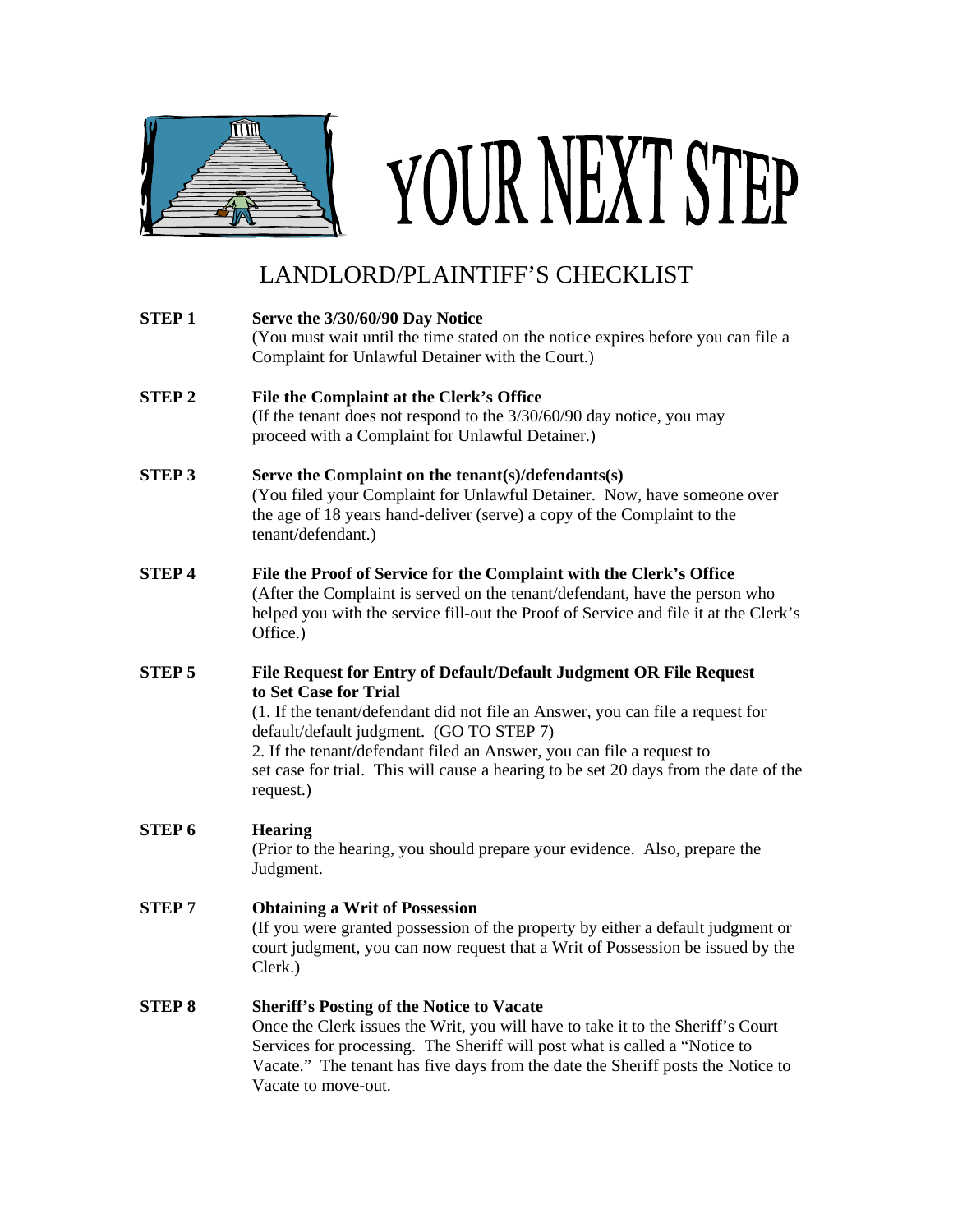# YOUR NEXT STEP

## LANDLORD/PLAINTIFF'S CHECKLIST

**STEP 1** **Serve the 3/30/60/90 Day Notice**
(You must wait until the time stated on the notice expires before you can file a Complaint for Unlawful Detainer with the Court.)

**STEP 2** **File the Complaint at the Clerk's Office**
(If the tenant does not respond to the 3/30/60/90 day notice, you may proceed with a Complaint for Unlawful Detainer.)

**STEP 3** **Serve the Complaint on the tenant(s)/defendants(s)**
(You filed your Complaint for Unlawful Detainer. Now, have someone over the age of 18 years hand-deliver (serve) a copy of the Complaint to the tenant/defendant.)

**STEP 4** **File the Proof of Service for the Complaint with the Clerk's Office**
(After the Complaint is served on the tenant/defendant, have the person who helped you with the service fill-out the Proof of Service and file it at the Clerk's Office.)

**STEP 5** **File Request for Entry of Default/Default Judgment OR File Request to Set Case for Trial**
(1. If the tenant/defendant did not file an Answer, you can file a request for default/default judgment. (GO TO STEP 7)
2. If the tenant/defendant filed an Answer, you can file a request to set case for trial. This will cause a hearing to be set 20 days from the date of the request.)

**STEP 6** **Hearing**
(Prior to the hearing, you should prepare your evidence. Also, prepare the Judgment.

**STEP 7** **Obtaining a Writ of Possession**
(If you were granted possession of the property by either a default judgment or court judgment, you can now request that a Writ of Possession be issued by the Clerk.)

**STEP 8** **Sheriff's Posting of the Notice to Vacate**
Once the Clerk issues the Writ, you will have to take it to the Sheriff's Court Services for processing. The Sheriff will post what is called a "Notice to Vacate." The tenant has five days from the date the Sheriff posts the Notice to Vacate to move-out.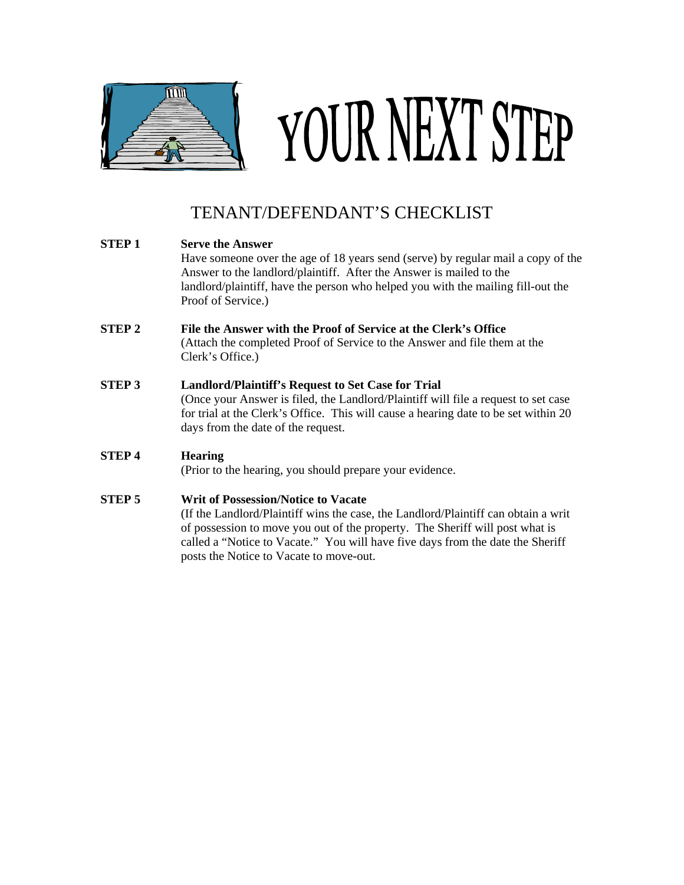# YOUR NEXT STEP

## TENANT/DEFENDANT'S CHECKLIST

**STEP 1** **Serve the Answer**
Have someone over the age of 18 years send (serve) by regular mail a copy of the Answer to the landlord/plaintiff. After the Answer is mailed to the landlord/plaintiff, have the person who helped you with the mailing fill-out the Proof of Service.)

**STEP 2** **File the Answer with the Proof of Service at the Clerk's Office**
(Attach the completed Proof of Service to the Answer and file them at the Clerk's Office.)

**STEP 3** **Landlord/Plaintiff's Request to Set Case for Trial**
(Once your Answer is filed, the Landlord/Plaintiff will file a request to set case for trial at the Clerk's Office. This will cause a hearing date to be set within 20 days from the date of the request.

**STEP 4** **Hearing**
(Prior to the hearing, you should prepare your evidence.

**STEP 5** **Writ of Possession/Notice to Vacate**
(If the Landlord/Plaintiff wins the case, the Landlord/Plaintiff can obtain a writ of possession to move you out of the property. The Sheriff will post what is called a "Notice to Vacate." You will have five days from the date the Sheriff posts the Notice to Vacate to move-out.